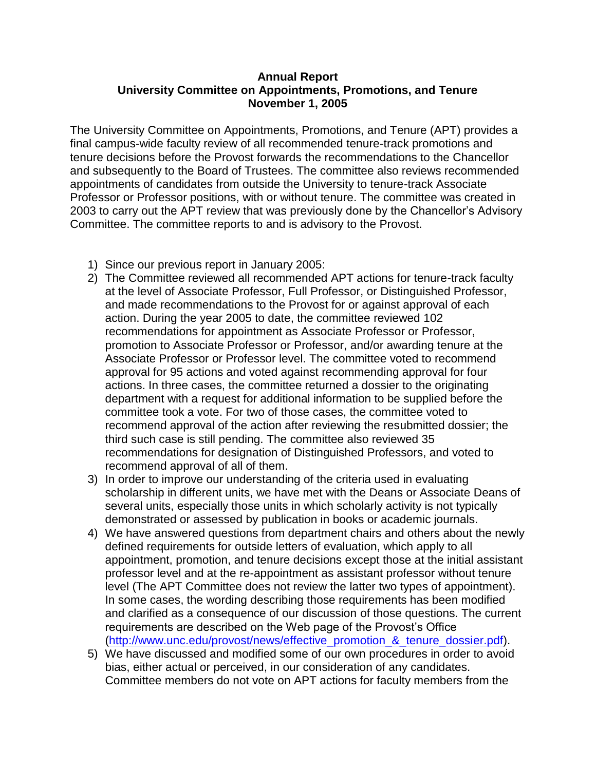**Annual Report**
**University Committee on Appointments, Promotions, and Tenure**
**November 1, 2005**

The University Committee on Appointments, Promotions, and Tenure (APT) provides a final campus-wide faculty review of all recommended tenure-track promotions and tenure decisions before the Provost forwards the recommendations to the Chancellor and subsequently to the Board of Trustees. The committee also reviews recommended appointments of candidates from outside the University to tenure-track Associate Professor or Professor positions, with or without tenure. The committee was created in 2003 to carry out the APT review that was previously done by the Chancellor's Advisory Committee. The committee reports to and is advisory to the Provost.

1) Since our previous report in January 2005:
2) The Committee reviewed all recommended APT actions for tenure-track faculty at the level of Associate Professor, Full Professor, or Distinguished Professor, and made recommendations to the Provost for or against approval of each action. During the year 2005 to date, the committee reviewed 102 recommendations for appointment as Associate Professor or Professor, promotion to Associate Professor or Professor, and/or awarding tenure at the Associate Professor or Professor level. The committee voted to recommend approval for 95 actions and voted against recommending approval for four actions. In three cases, the committee returned a dossier to the originating department with a request for additional information to be supplied before the committee took a vote. For two of those cases, the committee voted to recommend approval of the action after reviewing the resubmitted dossier; the third such case is still pending. The committee also reviewed 35 recommendations for designation of Distinguished Professors, and voted to recommend approval of all of them.
3) In order to improve our understanding of the criteria used in evaluating scholarship in different units, we have met with the Deans or Associate Deans of several units, especially those units in which scholarly activity is not typically demonstrated or assessed by publication in books or academic journals.
4) We have answered questions from department chairs and others about the newly defined requirements for outside letters of evaluation, which apply to all appointment, promotion, and tenure decisions except those at the initial assistant professor level and at the re-appointment as assistant professor without tenure level (The APT Committee does not review the latter two types of appointment). In some cases, the wording describing those requirements has been modified and clarified as a consequence of our discussion of those questions. The current requirements are described on the Web page of the Provost's Office (http://www.unc.edu/provost/news/effective_promotion_&_tenure_dossier.pdf).
5) We have discussed and modified some of our own procedures in order to avoid bias, either actual or perceived, in our consideration of any candidates. Committee members do not vote on APT actions for faculty members from the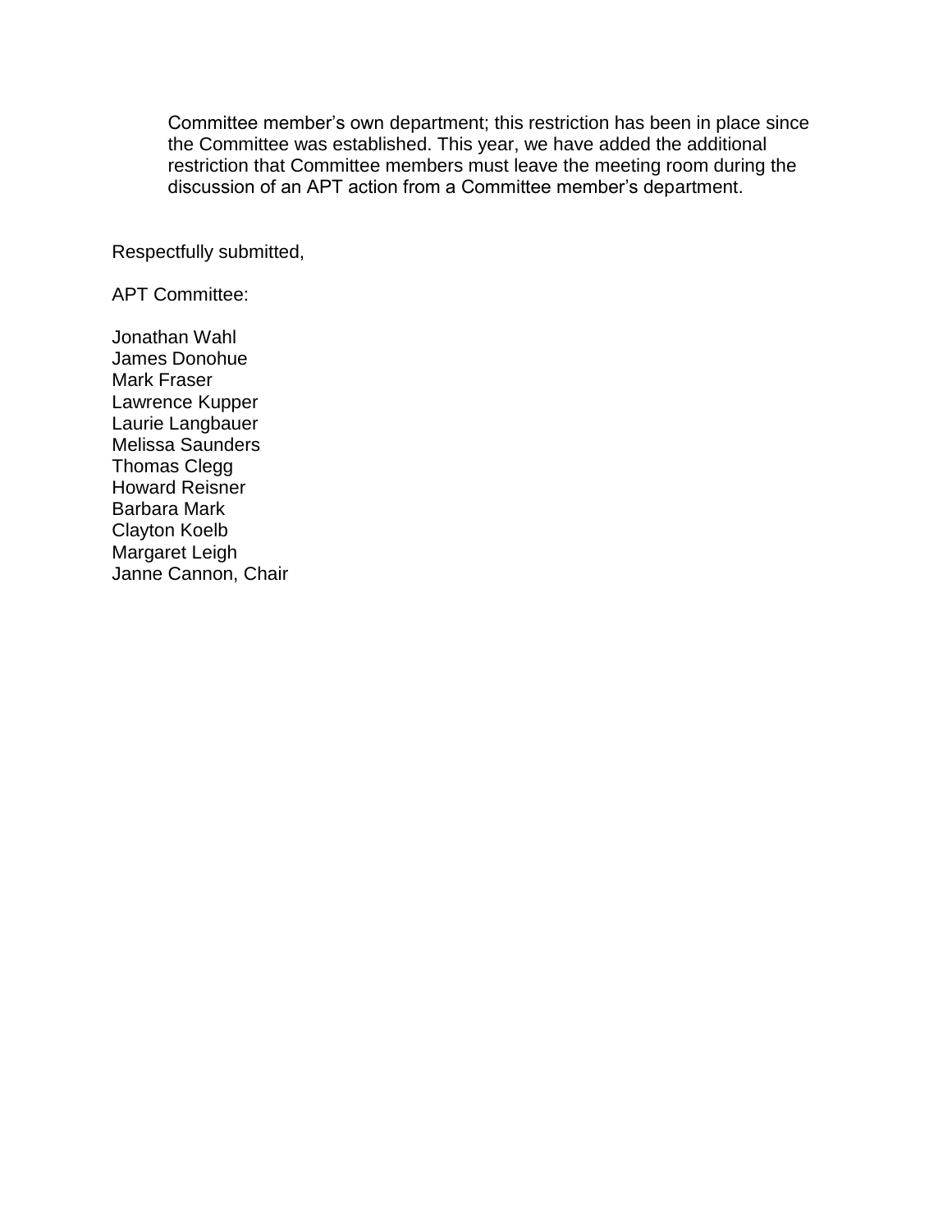Committee member's own department; this restriction has been in place since the Committee was established. This year, we have added the additional restriction that Committee members must leave the meeting room during the discussion of an APT action from a Committee member's department.

Respectfully submitted,

APT Committee:

Jonathan Wahl
James Donohue
Mark Fraser
Lawrence Kupper
Laurie Langbauer
Melissa Saunders
Thomas Clegg
Howard Reisner
Barbara Mark
Clayton Koelb
Margaret Leigh
Janne Cannon, Chair